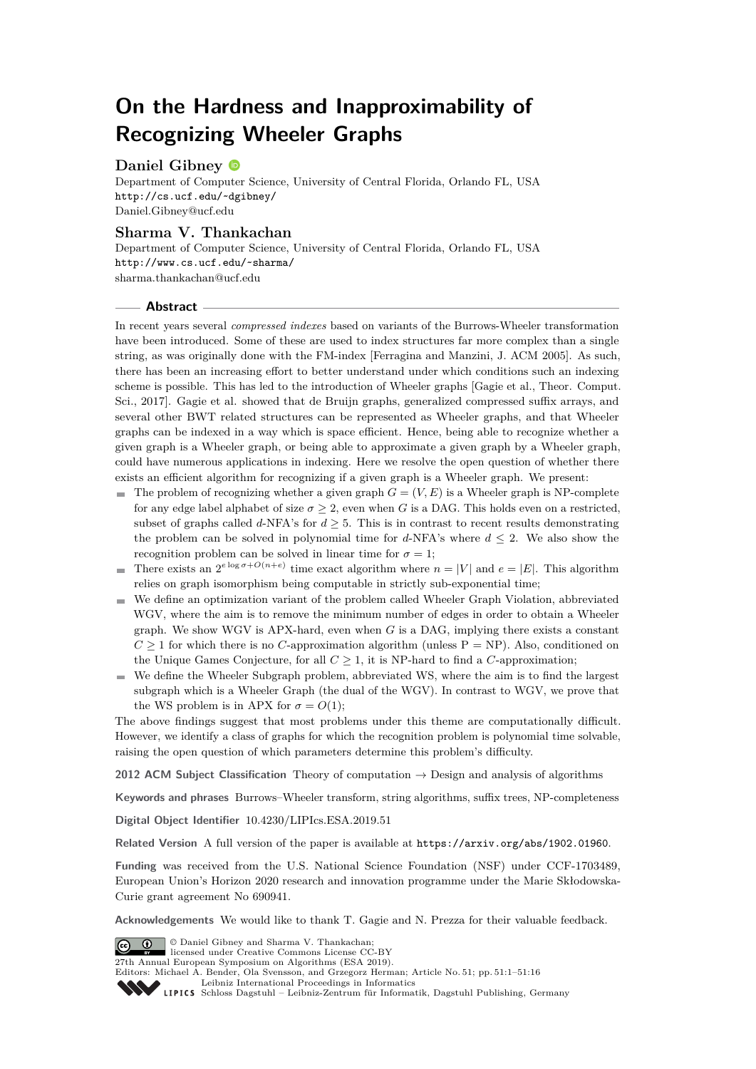# On the Hardness and Inapproximability of Recognizing Wheeler Graphs

## Daniel Gibney

Department of Computer Science, University of Central Florida, Orlando FL, USA
http://cs.ucf.edu/~dgibney/
Daniel.Gibney@ucf.edu

## Sharma V. Thankachan

Department of Computer Science, University of Central Florida, Orlando FL, USA
http://www.cs.ucf.edu/~sharma/
sharma.thankachan@ucf.edu

## Abstract

In recent years several *compressed indexes* based on variants of the Burrows-Wheeler transformation have been introduced. Some of these are used to index structures far more complex than a single string, as was originally done with the FM-index [Ferragina and Manzini, J. ACM 2005]. As such, there has been an increasing effort to better understand under which conditions such an indexing scheme is possible. This has led to the introduction of Wheeler graphs [Gagie et al., Theor. Comput. Sci., 2017]. Gagie et al. showed that de Bruijn graphs, generalized compressed suffix arrays, and several other BWT related structures can be represented as Wheeler graphs, and that Wheeler graphs can be indexed in a way which is space efficient. Hence, being able to recognize whether a given graph is a Wheeler graph, or being able to approximate a given graph by a Wheeler graph, could have numerous applications in indexing. Here we resolve the open question of whether there exists an efficient algorithm for recognizing if a given graph is a Wheeler graph. We present:

- The problem of recognizing whether a given graph $G = (V, E)$ is a Wheeler graph is NP-complete for any edge label alphabet of size $\sigma \geq 2$, even when $G$ is a DAG. This holds even on a restricted, subset of graphs called $d$-NFA's for $d \geq 5$. This is in contrast to recent results demonstrating the problem can be solved in polynomial time for $d$-NFA's where $d \leq 2$. We also show the recognition problem can be solved in linear time for $\sigma = 1$;
- There exists an $2^{e \log \sigma + O(n+e)}$ time exact algorithm where $n = |V|$ and $e = |E|$. This algorithm relies on graph isomorphism being computable in strictly sub-exponential time;
- We define an optimization variant of the problem called Wheeler Graph Violation, abbreviated WGV, where the aim is to remove the minimum number of edges in order to obtain a Wheeler graph. We show WGV is APX-hard, even when $G$ is a DAG, implying there exists a constant $C \geq 1$ for which there is no $C$-approximation algorithm (unless P = NP). Also, conditioned on the Unique Games Conjecture, for all $C \geq 1$, it is NP-hard to find a $C$-approximation;
- We define the Wheeler Subgraph problem, abbreviated WS, where the aim is to find the largest subgraph which is a Wheeler Graph (the dual of the WGV). In contrast to WGV, we prove that the WS problem is in APX for $\sigma = O(1)$;

The above findings suggest that most problems under this theme are computationally difficult. However, we identify a class of graphs for which the recognition problem is polynomial time solvable, raising the open question of which parameters determine this problem's difficulty.

**2012 ACM Subject Classification** Theory of computation → Design and analysis of algorithms

**Keywords and phrases** Burrows–Wheeler transform, string algorithms, suffix trees, NP-completeness

**Digital Object Identifier** 10.4230/LIPIcs.ESA.2019.51

**Related Version** A full version of the paper is available at https://arxiv.org/abs/1902.01960.

**Funding** was received from the U.S. National Science Foundation (NSF) under CCF-1703489, European Union's Horizon 2020 research and innovation programme under the Marie Skłodowska-Curie grant agreement No 690941.

**Acknowledgements** We would like to thank T. Gagie and N. Prezza for their valuable feedback.

© Daniel Gibney and Sharma V. Thankachan;
licensed under Creative Commons License CC-BY
27th Annual European Symposium on Algorithms (ESA 2019).
Editors: Michael A. Bender, Ola Svensson, and Grzegorz Herman; Article No. 51; pp. 51:1–51:16
Leibniz International Proceedings in Informatics
Schloss Dagstuhl – Leibniz-Zentrum für Informatik, Dagstuhl Publishing, Germany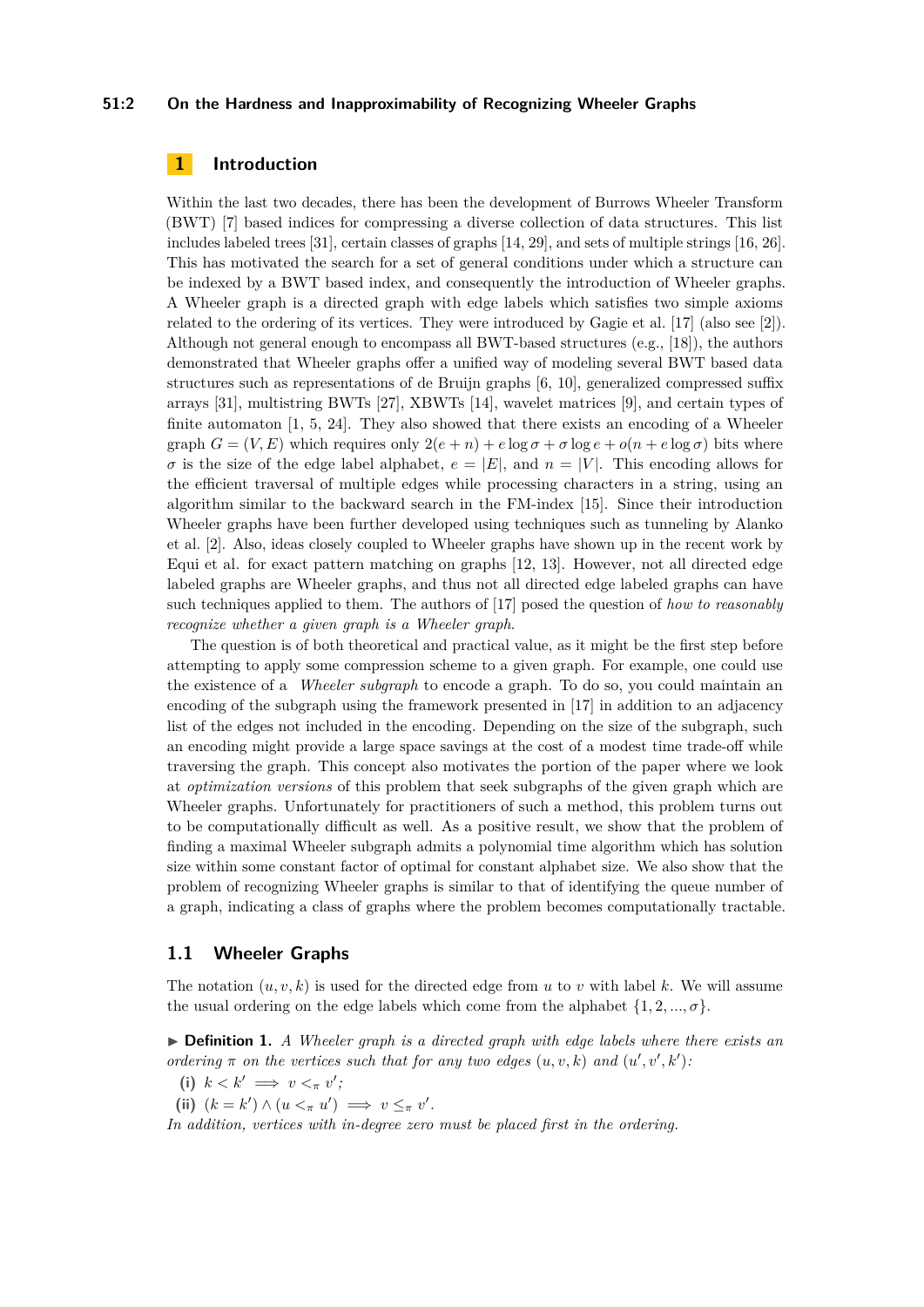## 1 Introduction

Within the last two decades, there has been the development of Burrows Wheeler Transform (BWT) [7] based indices for compressing a diverse collection of data structures. This list includes labeled trees [31], certain classes of graphs [14, 29], and sets of multiple strings [16, 26]. This has motivated the search for a set of general conditions under which a structure can be indexed by a BWT based index, and consequently the introduction of Wheeler graphs. A Wheeler graph is a directed graph with edge labels which satisfies two simple axioms related to the ordering of its vertices. They were introduced by Gagie et al. [17] (also see [2]). Although not general enough to encompass all BWT-based structures (e.g., [18]), the authors demonstrated that Wheeler graphs offer a unified way of modeling several BWT based data structures such as representations of de Bruijn graphs [6, 10], generalized compressed suffix arrays [31], multistring BWTs [27], XBWTs [14], wavelet matrices [9], and certain types of finite automaton [1, 5, 24]. They also showed that there exists an encoding of a Wheeler graph $G = (V, E)$ which requires only $2(e + n) + e \log \sigma + \sigma \log e + o(n + e \log \sigma)$ bits where $\sigma$ is the size of the edge label alphabet, $e = |E|$, and $n = |V|$. This encoding allows for the efficient traversal of multiple edges while processing characters in a string, using an algorithm similar to the backward search in the FM-index [15]. Since their introduction Wheeler graphs have been further developed using techniques such as tunneling by Alanko et al. [2]. Also, ideas closely coupled to Wheeler graphs have shown up in the recent work by Equi et al. for exact pattern matching on graphs [12, 13]. However, not all directed edge labeled graphs are Wheeler graphs, and thus not all directed edge labeled graphs can have such techniques applied to them. The authors of [17] posed the question of *how to reasonably recognize whether a given graph is a Wheeler graph*.

The question is of both theoretical and practical value, as it might be the first step before attempting to apply some compression scheme to a given graph. For example, one could use the existence of a *Wheeler subgraph* to encode a graph. To do so, you could maintain an encoding of the subgraph using the framework presented in [17] in addition to an adjacency list of the edges not included in the encoding. Depending on the size of the subgraph, such an encoding might provide a large space savings at the cost of a modest time trade-off while traversing the graph. This concept also motivates the portion of the paper where we look at *optimization versions* of this problem that seek subgraphs of the given graph which are Wheeler graphs. Unfortunately for practitioners of such a method, this problem turns out to be computationally difficult as well. As a positive result, we show that the problem of finding a maximal Wheeler subgraph admits a polynomial time algorithm which has solution size within some constant factor of optimal for constant alphabet size. We also show that the problem of recognizing Wheeler graphs is similar to that of identifying the queue number of a graph, indicating a class of graphs where the problem becomes computationally tractable.

### 1.1 Wheeler Graphs

The notation $(u, v, k)$ is used for the directed edge from $u$ to $v$ with label $k$. We will assume the usual ordering on the edge labels which come from the alphabet $\{1, 2, ..., \sigma\}$.

▶ **Definition 1.** *A Wheeler graph is a directed graph with edge labels where there exists an ordering $\pi$ on the vertices such that for any two edges $(u, v, k)$ and $(u', v', k')$:*

**(i)** $k < k' \implies v <_\pi v'$;

**(ii)** $(k = k') \wedge (u <_\pi u') \implies v \leq_\pi v'$.

*In addition, vertices with in-degree zero must be placed first in the ordering.*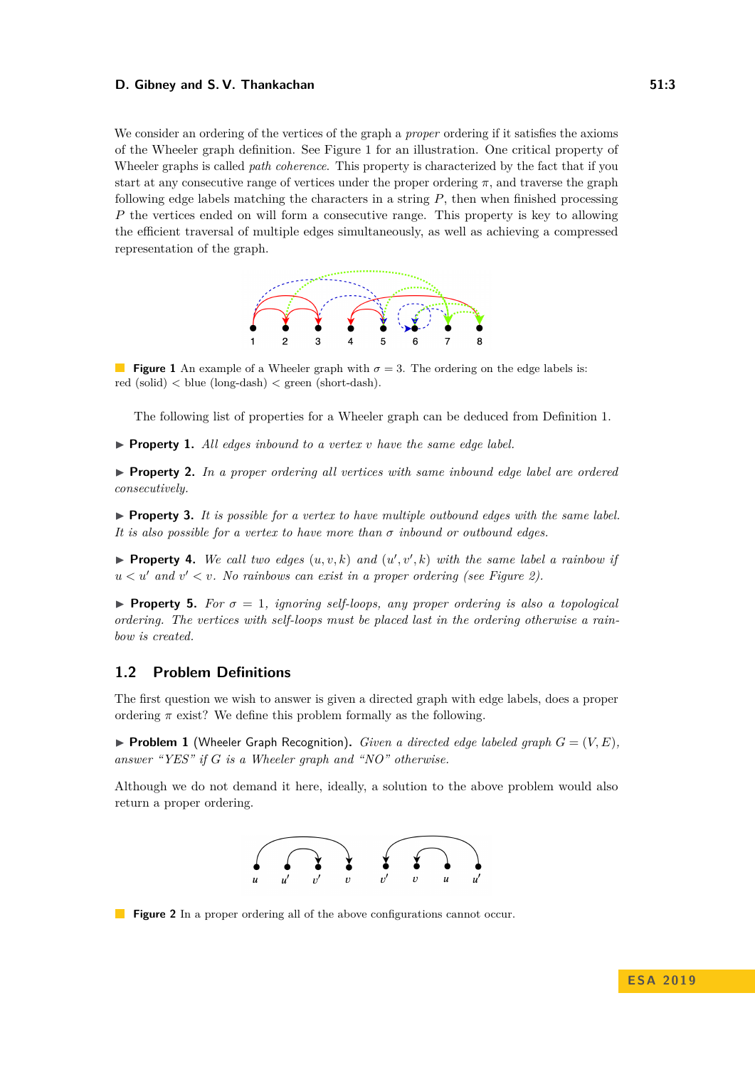We consider an ordering of the vertices of the graph a *proper* ordering if it satisfies the axioms of the Wheeler graph definition. See Figure 1 for an illustration. One critical property of Wheeler graphs is called *path coherence*. This property is characterized by the fact that if you start at any consecutive range of vertices under the proper ordering $\pi$, and traverse the graph following edge labels matching the characters in a string $P$, then when finished processing $P$ the vertices ended on will form a consecutive range. This property is key to allowing the efficient traversal of multiple edges simultaneously, as well as achieving a compressed representation of the graph.

**Figure 1** An example of a Wheeler graph with $\sigma = 3$. The ordering on the edge labels is: red (solid) < blue (long-dash) < green (short-dash).

The following list of properties for a Wheeler graph can be deduced from Definition 1.

▶ **Property 1.** *All edges inbound to a vertex $v$ have the same edge label.*

▶ **Property 2.** *In a proper ordering all vertices with same inbound edge label are ordered consecutively.*

▶ **Property 3.** *It is possible for a vertex to have multiple outbound edges with the same label. It is also possible for a vertex to have more than $\sigma$ inbound or outbound edges.*

▶ **Property 4.** *We call two edges $(u, v, k)$ and $(u', v', k)$ with the same label a rainbow if $u < u'$ and $v' < v$. No rainbows can exist in a proper ordering (see Figure 2).*

▶ **Property 5.** *For $\sigma = 1$, ignoring self-loops, any proper ordering is also a topological ordering. The vertices with self-loops must be placed last in the ordering otherwise a rainbow is created.*

## 1.2 Problem Definitions

The first question we wish to answer is given a directed graph with edge labels, does a proper ordering $\pi$ exist? We define this problem formally as the following.

▶ **Problem 1** (Wheeler Graph Recognition). *Given a directed edge labeled graph $G = (V, E)$, answer "YES" if $G$ is a Wheeler graph and "NO" otherwise.*

Although we do not demand it here, ideally, a solution to the above problem would also return a proper ordering.

**Figure 2** In a proper ordering all of the above configurations cannot occur.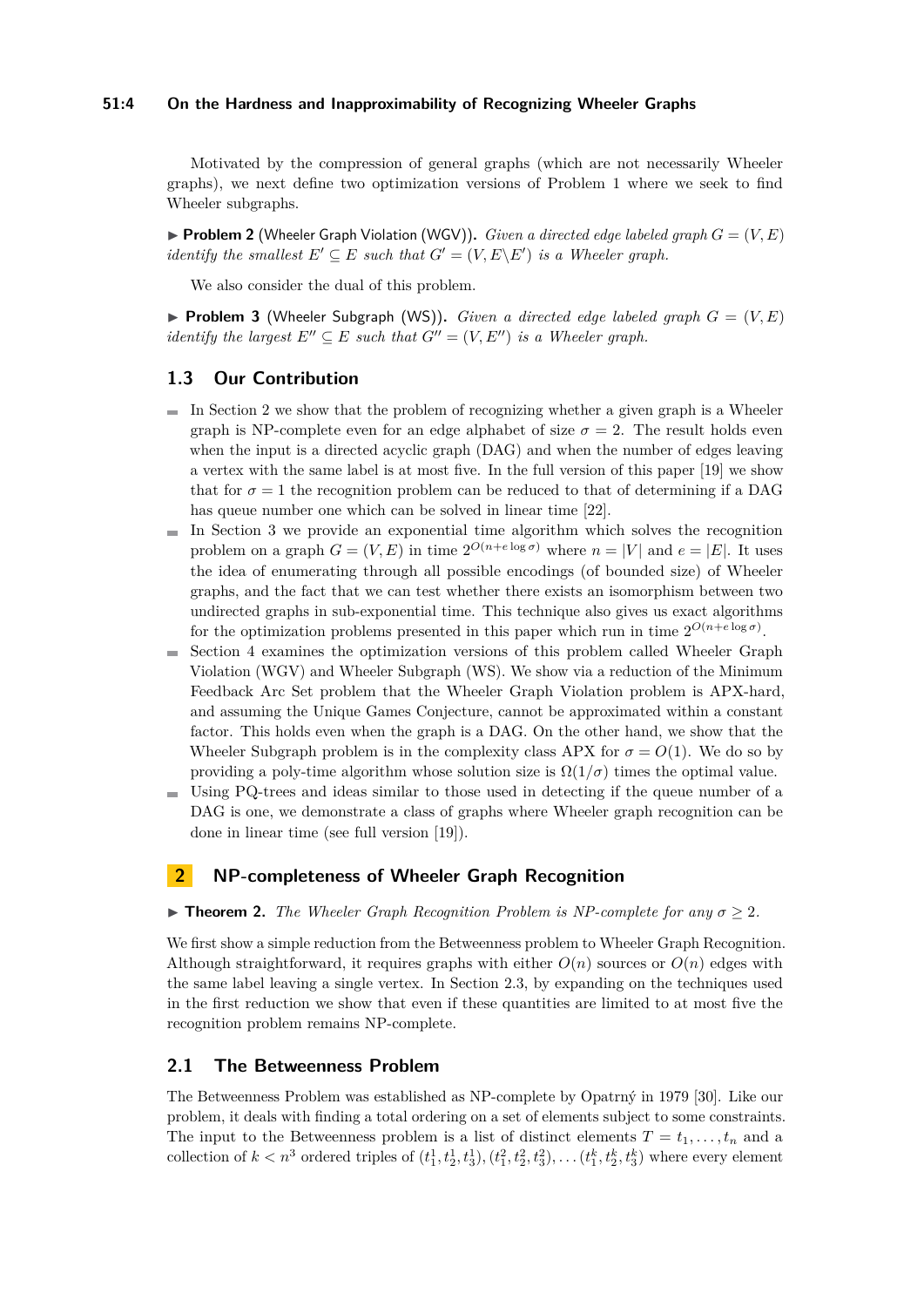Motivated by the compression of general graphs (which are not necessarily Wheeler graphs), we next define two optimization versions of Problem 1 where we seek to find Wheeler subgraphs.

▶ **Problem 2** (Wheeler Graph Violation (WGV))**.** *Given a directed edge labeled graph $G = (V, E)$ identify the smallest $E' \subseteq E$ such that $G' = (V, E \backslash E')$ is a Wheeler graph.*

We also consider the dual of this problem.

▶ **Problem 3** (Wheeler Subgraph (WS))**.** *Given a directed edge labeled graph $G = (V, E)$ identify the largest $E'' \subseteq E$ such that $G'' = (V, E'')$ is a Wheeler graph.*

## 1.3 Our Contribution

- In Section 2 we show that the problem of recognizing whether a given graph is a Wheeler graph is NP-complete even for an edge alphabet of size $\sigma = 2$. The result holds even when the input is a directed acyclic graph (DAG) and when the number of edges leaving a vertex with the same label is at most five. In the full version of this paper [19] we show that for $\sigma = 1$ the recognition problem can be reduced to that of determining if a DAG has queue number one which can be solved in linear time [22].
- In Section 3 we provide an exponential time algorithm which solves the recognition problem on a graph $G = (V, E)$ in time $2^{O(n+e\log\sigma)}$ where $n = |V|$ and $e = |E|$. It uses the idea of enumerating through all possible encodings (of bounded size) of Wheeler graphs, and the fact that we can test whether there exists an isomorphism between two undirected graphs in sub-exponential time. This technique also gives us exact algorithms for the optimization problems presented in this paper which run in time $2^{O(n+e\log\sigma)}$.
- Section 4 examines the optimization versions of this problem called Wheeler Graph Violation (WGV) and Wheeler Subgraph (WS). We show via a reduction of the Minimum Feedback Arc Set problem that the Wheeler Graph Violation problem is APX-hard, and assuming the Unique Games Conjecture, cannot be approximated within a constant factor. This holds even when the graph is a DAG. On the other hand, we show that the Wheeler Subgraph problem is in the complexity class APX for $\sigma = O(1)$. We do so by providing a poly-time algorithm whose solution size is $\Omega(1/\sigma)$ times the optimal value.
- Using PQ-trees and ideas similar to those used in detecting if the queue number of a DAG is one, we demonstrate a class of graphs where Wheeler graph recognition can be done in linear time (see full version [19]).

# 2 NP-completeness of Wheeler Graph Recognition

▶ **Theorem 2.** *The Wheeler Graph Recognition Problem is NP-complete for any $\sigma \geq 2$.*

We first show a simple reduction from the Betweenness problem to Wheeler Graph Recognition. Although straightforward, it requires graphs with either $O(n)$ sources or $O(n)$ edges with the same label leaving a single vertex. In Section 2.3, by expanding on the techniques used in the first reduction we show that even if these quantities are limited to at most five the recognition problem remains NP-complete.

## 2.1 The Betweenness Problem

The Betweenness Problem was established as NP-complete by Opatrný in 1979 [30]. Like our problem, it deals with finding a total ordering on a set of elements subject to some constraints. The input to the Betweenness problem is a list of distinct elements $T = t_1, \ldots, t_n$ and a collection of $k < n^3$ ordered triples of $(t_1^1, t_2^1, t_3^1), (t_1^2, t_2^2, t_3^2), \ldots (t_1^k, t_2^k, t_3^k)$ where every element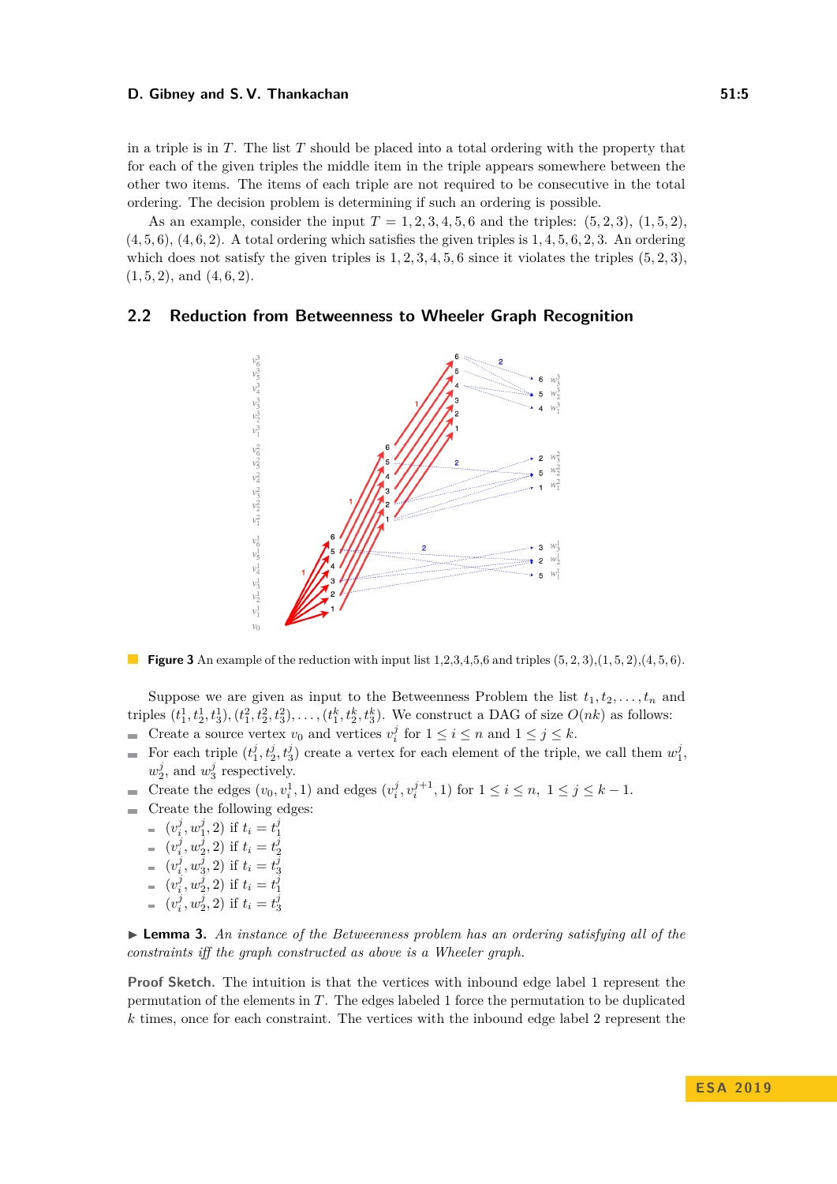in a triple is in $T$. The list $T$ should be placed into a total ordering with the property that for each of the given triples the middle item in the triple appears somewhere between the other two items. The items of each triple are not required to be consecutive in the total ordering. The decision problem is determining if such an ordering is possible.

As an example, consider the input $T = 1, 2, 3, 4, 5, 6$ and the triples: $(5, 2, 3)$, $(1, 5, 2)$, $(4, 5, 6)$, $(4, 6, 2)$. A total ordering which satisfies the given triples is $1, 4, 5, 6, 2, 3$. An ordering which does not satisfy the given triples is $1, 2, 3, 4, 5, 6$ since it violates the triples $(5, 2, 3)$, $(1, 5, 2)$, and $(4, 6, 2)$.

## 2.2 Reduction from Betweenness to Wheeler Graph Recognition

**Figure 3** An example of the reduction with input list 1,2,3,4,5,6 and triples (5,2,3),(1,5,2),(4,5,6).

Suppose we are given as input to the Betweenness Problem the list $t_1, t_2, \ldots, t_n$ and triples $(t_1^1, t_2^1, t_3^1), (t_1^2, t_2^2, t_3^2), \ldots, (t_1^k, t_2^k, t_3^k)$. We construct a DAG of size $O(nk)$ as follows:

- Create a source vertex $v_0$ and vertices $v_i^j$ for $1 \leq i \leq n$ and $1 \leq j \leq k$.
- For each triple $(t_1^j, t_2^j, t_3^j)$ create a vertex for each element of the triple, we call them $w_1^j$, $w_2^j$, and $w_3^j$ respectively.
- Create the edges $(v_0, v_i^1, 1)$ and edges $(v_i^j, v_i^{j+1}, 1)$ for $1 \leq i \leq n$, $1 \leq j \leq k - 1$.
- Create the following edges:
  - $(v_i^j, w_1^j, 2)$ if $t_i = t_1^j$
  - $(v_i^j, w_2^j, 2)$ if $t_i = t_2^j$
  - $(v_i^j, w_3^j, 2)$ if $t_i = t_3^j$
  - $(v_i^j, w_2^j, 2)$ if $t_i = t_1^j$
  - $(v_i^j, w_2^j, 2)$ if $t_i = t_3^j$

▶ **Lemma 3.** *An instance of the Betweenness problem has an ordering satisfying all of the constraints iff the graph constructed as above is a Wheeler graph.*

**Proof Sketch.** The intuition is that the vertices with inbound edge label 1 represent the permutation of the elements in $T$. The edges labeled 1 force the permutation to be duplicated $k$ times, once for each constraint. The vertices with the inbound edge label 2 represent the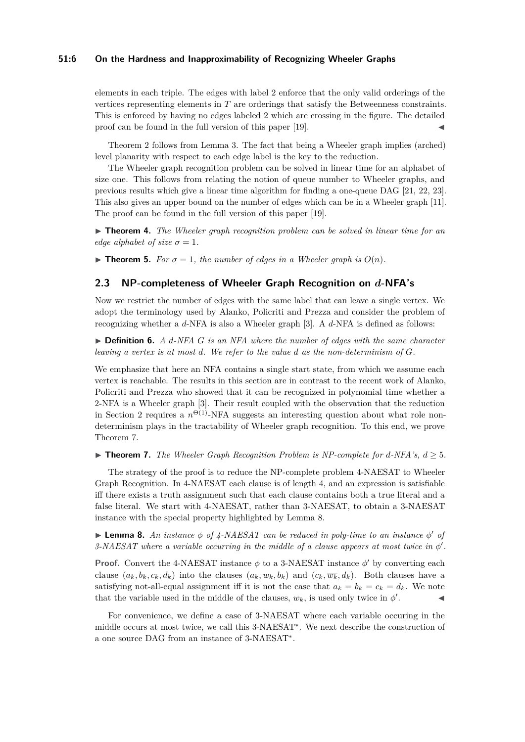elements in each triple. The edges with label 2 enforce that the only valid orderings of the vertices representing elements in $T$ are orderings that satisfy the Betweenness constraints. This is enforced by having no edges labeled 2 which are crossing in the figure. The detailed proof can be found in the full version of this paper [19]. ◀

Theorem 2 follows from Lemma 3. The fact that being a Wheeler graph implies (arched) level planarity with respect to each edge label is the key to the reduction.

The Wheeler graph recognition problem can be solved in linear time for an alphabet of size one. This follows from relating the notion of queue number to Wheeler graphs, and previous results which give a linear time algorithm for finding a one-queue DAG [21, 22, 23]. This also gives an upper bound on the number of edges which can be in a Wheeler graph [11]. The proof can be found in the full version of this paper [19].

▶ **Theorem 4.** *The Wheeler graph recognition problem can be solved in linear time for an edge alphabet of size* $\sigma = 1$*.*

▶ **Theorem 5.** *For* $\sigma = 1$*, the number of edges in a Wheeler graph is* $O(n)$*.*

## 2.3 NP-completeness of Wheeler Graph Recognition on $d$-NFA's

Now we restrict the number of edges with the same label that can leave a single vertex. We adopt the terminology used by Alanko, Policriti and Prezza and consider the problem of recognizing whether a $d$-NFA is also a Wheeler graph [3]. A $d$-NFA is defined as follows:

▶ **Definition 6.** *A $d$-NFA $G$ is an NFA where the number of edges with the same character leaving a vertex is at most $d$. We refer to the value $d$ as the non-determinism of $G$.*

We emphasize that here an NFA contains a single start state, from which we assume each vertex is reachable. The results in this section are in contrast to the recent work of Alanko, Policriti and Prezza who showed that it can be recognized in polynomial time whether a 2-NFA is a Wheeler graph [3]. Their result coupled with the observation that the reduction in Section 2 requires a $n^{\Theta(1)}$-NFA suggests an interesting question about what role non-determinism plays in the tractability of Wheeler graph recognition. To this end, we prove Theorem 7.

▶ **Theorem 7.** *The Wheeler Graph Recognition Problem is NP-complete for $d$-NFA's,* $d \geq 5$*.*

The strategy of the proof is to reduce the NP-complete problem 4-NAESAT to Wheeler Graph Recognition. In 4-NAESAT each clause is of length 4, and an expression is satisfiable iff there exists a truth assignment such that each clause contains both a true literal and a false literal. We start with 4-NAESAT, rather than 3-NAESAT, to obtain a 3-NAESAT instance with the special property highlighted by Lemma 8.

▶ **Lemma 8.** *An instance $\phi$ of 4-NAESAT can be reduced in poly-time to an instance $\phi'$ of 3-NAESAT where a variable occurring in the middle of a clause appears at most twice in $\phi'$.*

**Proof.** Convert the 4-NAESAT instance $\phi$ to a 3-NAESAT instance $\phi'$ by converting each clause $(a_k, b_k, c_k, d_k)$ into the clauses $(a_k, w_k, b_k)$ and $(c_k, \overline{w_k}, d_k)$. Both clauses have a satisfying not-all-equal assignment iff it is not the case that $a_k = b_k = c_k = d_k$. We note that the variable used in the middle of the clauses, $w_k$, is used only twice in $\phi'$. ◀

For convenience, we define a case of 3-NAESAT where each variable occuring in the middle occurs at most twice, we call this 3-NAESAT$^*$. We next describe the construction of a one source DAG from an instance of 3-NAESAT$^*$.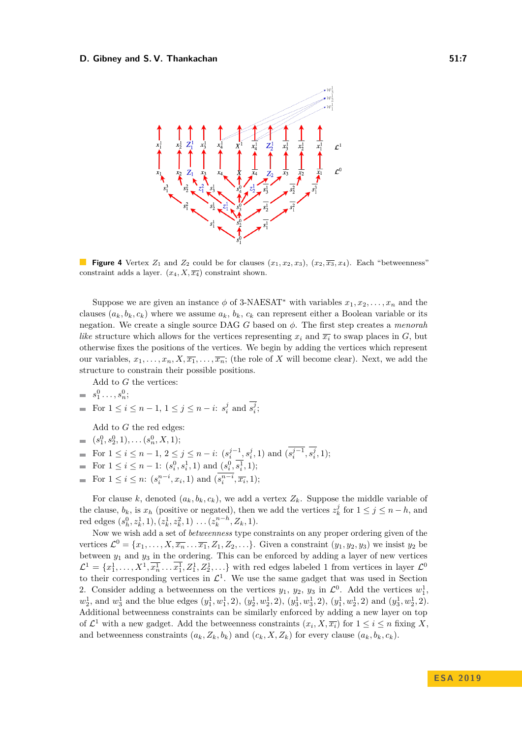**Figure 4** Vertex $Z_1$ and $Z_2$ could be for clauses $(x_1, x_2, x_3)$, $(x_2, \overline{x_3}, x_4)$. Each "betweenness" constraint adds a layer. $(x_4, X, \overline{x_4})$ constraint shown.

Suppose we are given an instance $\phi$ of 3-NAESAT* with variables $x_1, x_2, \ldots, x_n$ and the clauses $(a_k, b_k, c_k)$ where we assume $a_k$, $b_k$, $c_k$ can represent either a Boolean variable or its negation. We create a single source DAG $G$ based on $\phi$. The first step creates a *menorah like* structure which allows for the vertices representing $x_i$ and $\overline{x_i}$ to swap places in $G$, but otherwise fixes the positions of the vertices. We begin by adding the vertices which represent our variables, $x_1, \ldots, x_n, X, \overline{x_1}, \ldots, \overline{x_n}$; (the role of $X$ will become clear). Next, we add the structure to constrain their possible positions.

Add to $G$ the vertices:

- $s_1^0 \ldots, s_n^0$;
- For $1 \leq i \leq n-1$, $1 \leq j \leq n-i$: $s_i^j$ and $\overline{s_i^j}$;

Add to $G$ the red edges:

- $(s_1^0, s_2^0, 1), \ldots (s_n^0, X, 1)$;
- For $1 \leq i \leq n-1$, $2 \leq j \leq n-i$: $(s_i^{j-1}, s_i^j, 1)$ and $(\overline{s_i^{j-1}}, \overline{s_i^j}, 1)$;
- For $1 \leq i \leq n-1$: $(s_i^0, s_i^1, 1)$ and $(s_i^0, \overline{s_i^1}, 1)$;
- For $1 \leq i \leq n$: $(s_i^{n-i}, x_i, 1)$ and $(\overline{s_i^{n-i}}, \overline{x_i}, 1)$;

For clause $k$, denoted $(a_k, b_k, c_k)$, we add a vertex $Z_k$. Suppose the middle variable of the clause, $b_k$, is $x_h$ (positive or negated), then we add the vertices $z_k^j$ for $1 \leq j \leq n-h$, and red edges $(s_h^0, z_k^1, 1), (z_k^1, z_k^2, 1) \ldots (z_k^{n-h}, Z_k, 1)$.

Now we wish add a set of *betweenness* type constraints on any proper ordering given of the vertices $\mathcal{L}^0 = \{x_1, \ldots, X, \overline{x_n} \ldots \overline{x_1}, Z_1, Z_2, \ldots\}$. Given a constraint $(y_1, y_2, y_3)$ we insist $y_2$ be between $y_1$ and $y_3$ in the ordering. This can be enforced by adding a layer of new vertices $\mathcal{L}^1 = \{x_1^1, \ldots, X^1, \overline{x_n^1} \ldots \overline{x_1^1}, Z_1^1, Z_2^1, \ldots\}$ with red edges labeled 1 from vertices in layer $\mathcal{L}^0$ to their corresponding vertices in $\mathcal{L}^1$. We use the same gadget that was used in Section 2. Consider adding a betweenness on the vertices $y_1$, $y_2$, $y_3$ in $\mathcal{L}^0$. Add the vertices $w_1^1$, $w_2^1$, and $w_3^1$ and the blue edges $(y_1^1, w_1^1, 2)$, $(y_2^1, w_2^1, 2)$, $(y_3^1, w_3^1, 2)$, $(y_1^1, w_2^1, 2)$ and $(y_3^1, w_2^1, 2)$. Additional betweenness constraints can be similarly enforced by adding a new layer on top of $\mathcal{L}^1$ with a new gadget. Add the betweenness constraints $(x_i, X, \overline{x_i})$ for $1 \leq i \leq n$ fixing $X$, and betweenness constraints $(a_k, Z_k, b_k)$ and $(c_k, X, Z_k)$ for every clause $(a_k, b_k, c_k)$.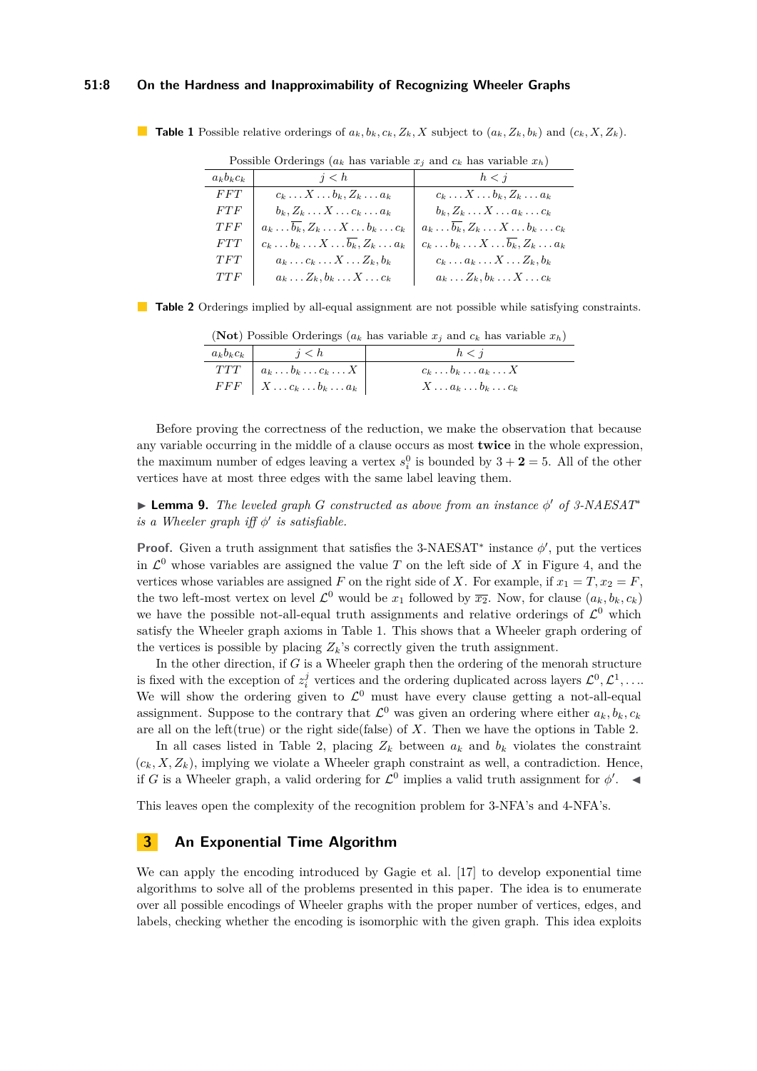**Table 1** Possible relative orderings of $a_k, b_k, c_k, Z_k, X$ subject to $(a_k, Z_k, b_k)$ and $(c_k, X, Z_k)$.

| Possible Orderings ($a_k$ has variable $x_j$ and $c_k$ has variable $x_h$) | | |
|---|---|---|
| $a_k b_k c_k$ | $j < h$ | $h < j$ |
| $FFT$ | $c_k \ldots X \ldots b_k, Z_k \ldots a_k$ | $c_k \ldots X \ldots b_k, Z_k \ldots a_k$ |
| $FTF$ | $b_k, Z_k \ldots X \ldots c_k \ldots a_k$ | $b_k, Z_k \ldots X \ldots a_k \ldots c_k$ |
| $TFF$ | $a_k \ldots \overline{b_k}, Z_k \ldots X \ldots b_k \ldots c_k$ | $a_k \ldots \overline{b_k}, Z_k \ldots X \ldots b_k \ldots c_k$ |
| $FTT$ | $c_k \ldots b_k \ldots X \ldots \overline{b_k}, Z_k \ldots a_k$ | $c_k \ldots b_k \ldots X \ldots \overline{b_k}, Z_k \ldots a_k$ |
| $TFT$ | $a_k \ldots c_k \ldots X \ldots Z_k, b_k$ | $c_k \ldots a_k \ldots X \ldots Z_k, b_k$ |
| $TTF$ | $a_k \ldots Z_k, b_k \ldots X \ldots c_k$ | $a_k \ldots Z_k, b_k \ldots X \ldots c_k$ |

**Table 2** Orderings implied by all-equal assignment are not possible while satisfying constraints.

| (**Not**) Possible Orderings ($a_k$ has variable $x_j$ and $c_k$ has variable $x_h$) | | |
|---|---|---|
| $a_k b_k c_k$ | $j < h$ | $h < j$ |
| $TTT$ | $a_k \ldots b_k \ldots c_k \ldots X$ | $c_k \ldots b_k \ldots a_k \ldots X$ |
| $FFF$ | $X \ldots c_k \ldots b_k \ldots a_k$ | $X \ldots a_k \ldots b_k \ldots c_k$ |

Before proving the correctness of the reduction, we make the observation that because any variable occurs in the middle of a clause occurs as most **twice** in the whole expression, the maximum number of edges leaving a vertex $s_i^0$ is bounded by $3 + \mathbf{2} = 5$. All of the other vertices have at most three edges with the same label leaving them.

▶ **Lemma 9.** *The leveled graph $G$ constructed as above from an instance $\phi'$ of 3-NAESAT\* is a Wheeler graph iff $\phi'$ is satisfiable.*

**Proof.** Given a truth assignment that satisfies the 3-NAESAT\* instance $\phi'$, put the vertices in $\mathcal{L}^0$ whose variables are assigned the value $T$ on the left side of $X$ in Figure 4, and the vertices whose variables are assigned $F$ on the right side of $X$. For example, if $x_1 = T, x_2 = F$, the two left-most vertex on level $\mathcal{L}^0$ would be $x_1$ followed by $\overline{x_2}$. Now, for clause $(a_k, b_k, c_k)$ we have the possible not-all-equal truth assignments and relative orderings of $\mathcal{L}^0$ which satisfy the Wheeler graph axioms in Table 1. This shows that a Wheeler graph ordering of the vertices is possible by placing $Z_k$'s correctly given the truth assignment.

In the other direction, if $G$ is a Wheeler graph then the ordering of the menorah structure is fixed with the exception of $z_i^j$ vertices and the ordering duplicated across layers $\mathcal{L}^0, \mathcal{L}^1, \ldots$. We will show the ordering given to $\mathcal{L}^0$ must have every clause getting a not-all-equal assignment. Suppose to the contrary that $\mathcal{L}^0$ was given an ordering where either $a_k, b_k, c_k$ are all on the left(true) or the right side(false) of $X$. Then we have the options in Table 2.

In all cases listed in Table 2, placing $Z_k$ between $a_k$ and $b_k$ violates the constraint $(c_k, X, Z_k)$, implying we violate a Wheeler graph constraint as well, a contradiction. Hence, if $G$ is a Wheeler graph, a valid ordering for $\mathcal{L}^0$ implies a valid truth assignment for $\phi'$. ◀

This leaves open the complexity of the recognition problem for 3-NFA's and 4-NFA's.

## 3 An Exponential Time Algorithm

We can apply the encoding introduced by Gagie et al. [17] to develop exponential time algorithms to solve all of the problems presented in this paper. The idea is to enumerate over all possible encodings of Wheeler graphs with the proper number of vertices, edges, and labels, checking whether the encoding is isomorphic with the given graph. This idea exploits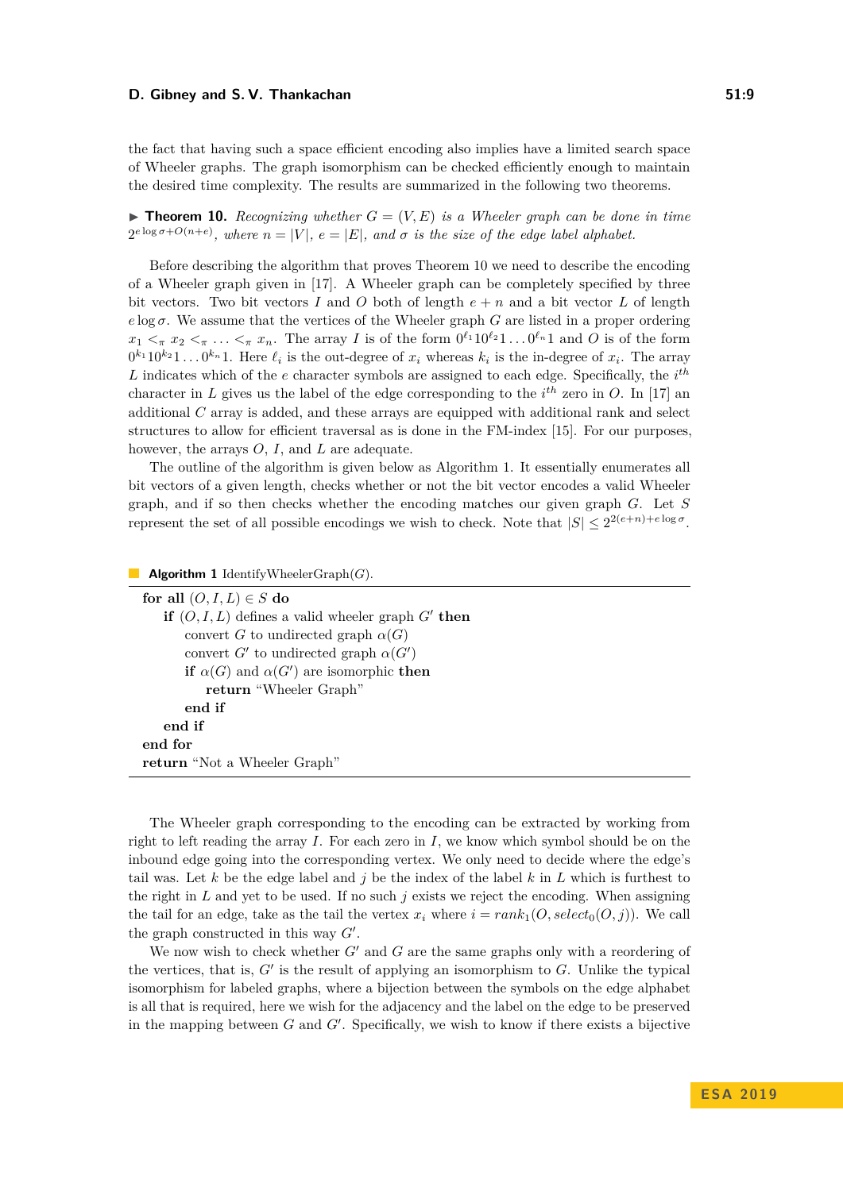the fact that having such a space efficient encoding also implies have a limited search space of Wheeler graphs. The graph isomorphism can be checked efficiently enough to maintain the desired time complexity. The results are summarized in the following two theorems.

▶ **Theorem 10.** *Recognizing whether $G = (V, E)$ is a Wheeler graph can be done in time $2^{e \log \sigma + O(n+e)}$, where $n = |V|$, $e = |E|$, and $\sigma$ is the size of the edge label alphabet.*

Before describing the algorithm that proves Theorem 10 we need to describe the encoding of a Wheeler graph given in [17]. A Wheeler graph can be completely specified by three bit vectors. Two bit vectors $I$ and $O$ both of length $e + n$ and a bit vector $L$ of length $e \log \sigma$. We assume that the vertices of the Wheeler graph $G$ are listed in a proper ordering $x_1 <_\pi x_2 <_\pi \ldots <_\pi x_n$. The array $I$ is of the form $0^{\ell_1}10^{\ell_2}1 \ldots 0^{\ell_n}1$ and $O$ is of the form $0^{k_1}10^{k_2}1 \ldots 0^{k_n}1$. Here $\ell_i$ is the out-degree of $x_i$ whereas $k_i$ is the in-degree of $x_i$. The array $L$ indicates which of the $e$ character symbols are assigned to each edge. Specifically, the $i^{th}$ character in $L$ gives us the label of the edge corresponding to the $i^{th}$ zero in $O$. In [17] an additional $C$ array is added, and these arrays are equipped with additional rank and select structures to allow for efficient traversal as is done in the FM-index [15]. For our purposes, however, the arrays $O$, $I$, and $L$ are adequate.

The outline of the algorithm is given below as Algorithm 1. It essentially enumerates all bit vectors of a given length, checks whether or not the bit vector encodes a valid Wheeler graph, and if so then checks whether the encoding matches our given graph $G$. Let $S$ represent the set of all possible encodings we wish to check. Note that $|S| \leq 2^{2(e+n)+e \log \sigma}$.

**Algorithm 1** IdentifyWheelerGraph($G$).

```
for all (O, I, L) ∈ S do
    if (O, I, L) defines a valid wheeler graph G' then
        convert G to undirected graph α(G)
        convert G' to undirected graph α(G')
        if α(G) and α(G') are isomorphic then
            return "Wheeler Graph"
        end if
    end if
end for
return "Not a Wheeler Graph"
```

The Wheeler graph corresponding to the encoding can be extracted by working from right to left reading the array $I$. For each zero in $I$, we know which symbol should be on the inbound edge going into the corresponding vertex. We only need to decide where the edge's tail was. Let $k$ be the edge label and $j$ be the index of the label $k$ in $L$ which is furthest to the right in $L$ and yet to be used. If no such $j$ exists we reject the encoding. When assigning the tail for an edge, take as the tail the vertex $x_i$ where $i = rank_1(O, select_0(O, j))$. We call the graph constructed in this way $G'$.

We now wish to check whether $G'$ and $G$ are the same graphs only with a reordering of the vertices, that is, $G'$ is the result of applying an isomorphism to $G$. Unlike the typical isomorphism for labeled graphs, where a bijection between the symbols on the edge alphabet is all that is required, here we wish for the adjacency and the label on the edge to be preserved in the mapping between $G$ and $G'$. Specifically, we wish to know if there exists a bijective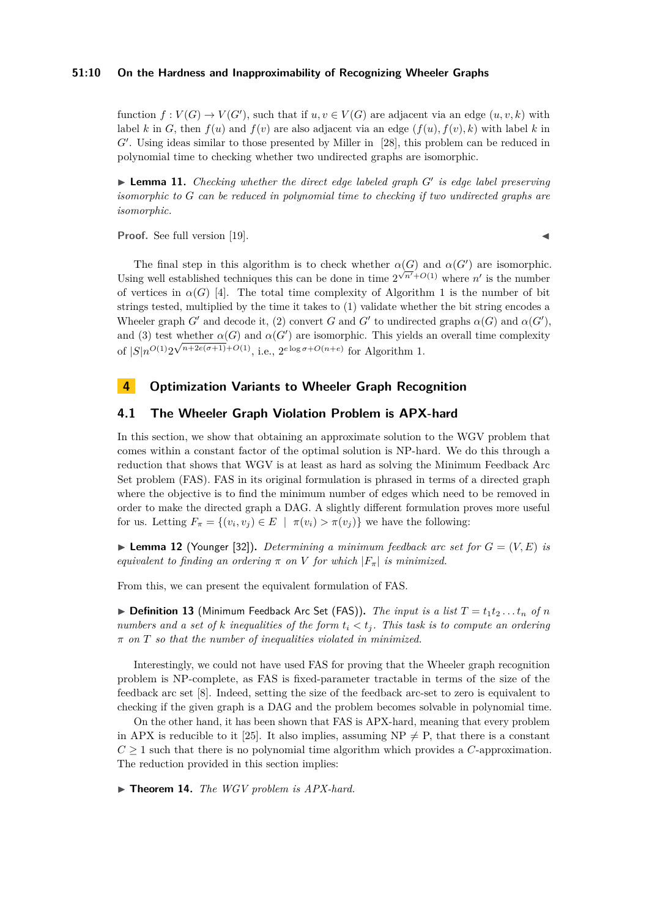function $f : V(G) \to V(G')$, such that if $u, v \in V(G)$ are adjacent via an edge $(u, v, k)$ with label $k$ in $G$, then $f(u)$ and $f(v)$ are also adjacent via an edge $(f(u), f(v), k)$ with label $k$ in $G'$. Using ideas similar to those presented by Miller in [28], this problem can be reduced in polynomial time to checking whether two undirected graphs are isomorphic.

▶ **Lemma 11.** *Checking whether the direct edge labeled graph $G'$ is edge label preserving isomorphic to $G$ can be reduced in polynomial time to checking if two undirected graphs are isomorphic.*

**Proof.** See full version [19]. ◀

The final step in this algorithm is to check whether $\alpha(G)$ and $\alpha(G')$ are isomorphic. Using well established techniques this can be done in time $2^{\sqrt{n'}+O(1)}$ where $n'$ is the number of vertices in $\alpha(G)$ [4]. The total time complexity of Algorithm 1 is the number of bit strings tested, multiplied by the time it takes to (1) validate whether the bit string encodes a Wheeler graph $G'$ and decode it, (2) convert $G$ and $G'$ to undirected graphs $\alpha(G)$ and $\alpha(G')$, and (3) test whether $\alpha(G)$ and $\alpha(G')$ are isomorphic. This yields an overall time complexity of $|S|n^{O(1)}2^{\sqrt{n+2e(\sigma+1)}+O(1)}$, i.e., $2^{e \log \sigma + O(n+e)}$ for Algorithm 1.

# 4 Optimization Variants to Wheeler Graph Recognition

## 4.1 The Wheeler Graph Violation Problem is APX-hard

In this section, we show that obtaining an approximate solution to the WGV problem that comes within a constant factor of the optimal solution is NP-hard. We do this through a reduction that shows that WGV is at least as hard as solving the Minimum Feedback Arc Set problem (FAS). FAS in its original formulation is phrased in terms of a directed graph where the objective is to find the minimum number of edges which need to be removed in order to make the directed graph a DAG. A slightly different formulation proves more useful for us. Letting $F_\pi = \{(v_i, v_j) \in E \mid \pi(v_i) > \pi(v_j)\}$ we have the following:

▶ **Lemma 12** (Younger [32]). *Determining a minimum feedback arc set for $G = (V, E)$ is equivalent to finding an ordering $\pi$ on $V$ for which $|F_\pi|$ is minimized.*

From this, we can present the equivalent formulation of FAS.

▶ **Definition 13** (Minimum Feedback Arc Set (FAS)). *The input is a list $T = t_1 t_2 \dots t_n$ of $n$ numbers and a set of $k$ inequalities of the form $t_i < t_j$. This task is to compute an ordering $\pi$ on $T$ so that the number of inequalities violated in minimized.*

Interestingly, we could not have used FAS for proving that the Wheeler graph recognition problem is NP-complete, as FAS is fixed-parameter tractable in terms of the size of the feedback arc set [8]. Indeed, setting the size of the feedback arc-set to zero is equivalent to checking if the given graph is a DAG and the problem becomes solvable in polynomial time.

On the other hand, it has been shown that FAS is APX-hard, meaning that every problem in APX is reducible to it [25]. It also implies, assuming NP $\neq$ P, that there is a constant $C \geq 1$ such that there is no polynomial time algorithm which provides a $C$-approximation. The reduction provided in this section implies:

▶ **Theorem 14.** *The WGV problem is APX-hard.*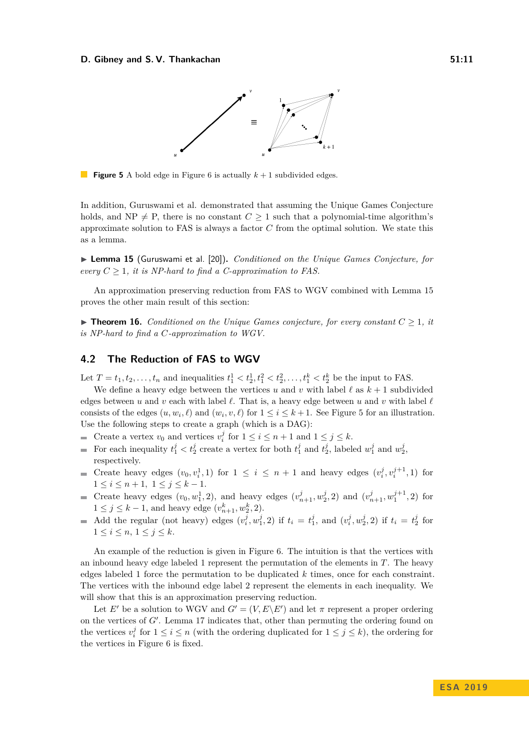**Figure 5** A bold edge in Figure 6 is actually $k+1$ subdivided edges.

In addition, Guruswami et al. demonstrated that assuming the Unique Games Conjecture holds, and NP $\neq$ P, there is no constant $C \geq 1$ such that a polynomial-time algorithm's approximate solution to FAS is always a factor $C$ from the optimal solution. We state this as a lemma.

▶ **Lemma 15** (Guruswami et al. [20]). *Conditioned on the Unique Games Conjecture, for every $C \geq 1$, it is NP-hard to find a $C$-approximation to FAS.*

An approximation preserving reduction from FAS to WGV combined with Lemma 15 proves the other main result of this section:

▶ **Theorem 16.** *Conditioned on the Unique Games conjecture, for every constant $C \geq 1$, it is NP-hard to find a $C$-approximation to WGV.*

## 4.2 The Reduction of FAS to WGV

Let $T = t_1, t_2, \ldots, t_n$ and inequalities $t_1^1 < t_2^1, t_1^2 < t_2^2, \ldots, t_1^k < t_2^k$ be the input to FAS.

We define a heavy edge between the vertices $u$ and $v$ with label $\ell$ as $k+1$ subdivided edges between $u$ and $v$ each with label $\ell$. That is, a heavy edge between $u$ and $v$ with label $\ell$ consists of the edges $(u, w_i, \ell)$ and $(w_i, v, \ell)$ for $1 \leq i \leq k+1$. See Figure 5 for an illustration. Use the following steps to create a graph (which is a DAG):

- Create a vertex $v_0$ and vertices $v_i^j$ for $1 \leq i \leq n+1$ and $1 \leq j \leq k$.
- For each inequality $t_1^j < t_2^j$ create a vertex for both $t_1^j$ and $t_2^j$, labeled $w_1^j$ and $w_2^j$, respectively.
- Create heavy edges $(v_0, v_i^1, 1)$ for $1 \leq i \leq n+1$ and heavy edges $(v_i^j, v_i^{j+1}, 1)$ for $1 \leq i \leq n+1$, $1 \leq j \leq k-1$.
- Create heavy edges $(v_0, w_1^1, 2)$, and heavy edges $(v_{n+1}^j, w_2^j, 2)$ and $(v_{n+1}^j, w_1^{j+1}, 2)$ for $1 \leq j \leq k-1$, and heavy edge $(v_{n+1}^k, w_2^k, 2)$.
- Add the regular (not heavy) edges $(v_i^j, w_1^j, 2)$ if $t_i = t_1^j$, and $(v_i^j, w_2^j, 2)$ if $t_i = t_2^j$ for $1 \leq i \leq n$, $1 \leq j \leq k$.

An example of the reduction is given in Figure 6. The intuition is that the vertices with an inbound heavy edge labeled 1 represent the permutation of the elements in $T$. The heavy edges labeled 1 force the permutation to be duplicated $k$ times, once for each constraint. The vertices with the inbound edge label 2 represent the elements in each inequality. We will show that this is an approximation preserving reduction.

Let $E'$ be a solution to WGV and $G' = (V, E \backslash E')$ and let $\pi$ represent a proper ordering on the vertices of $G'$. Lemma 17 indicates that, other than permuting the ordering found on the vertices $v_i^j$ for $1 \leq i \leq n$ (with the ordering duplicated for $1 \leq j \leq k$), the ordering for the vertices in Figure 6 is fixed.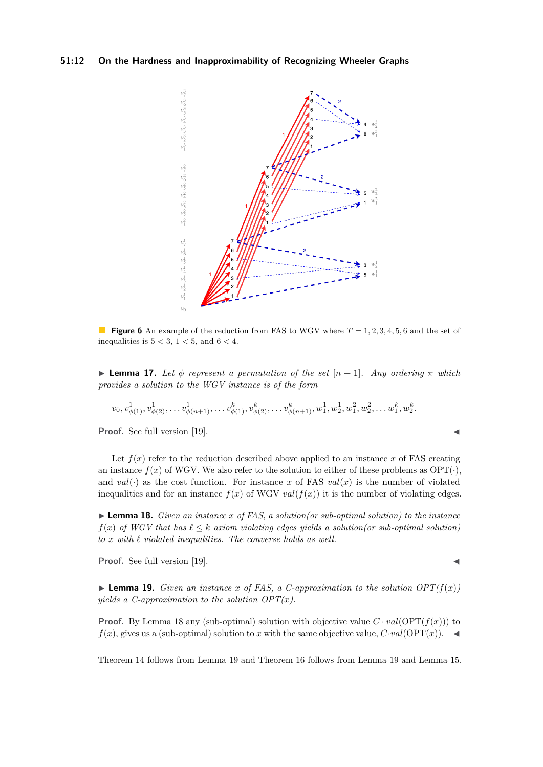**Figure 6** An example of the reduction from FAS to WGV where $T = 1, 2, 3, 4, 5, 6$ and the set of inequalities is $5 < 3$, $1 < 5$, and $6 < 4$.

▶ **Lemma 17.** *Let $\phi$ represent a permutation of the set $[n+1]$. Any ordering $\pi$ which provides a solution to the WGV instance is of the form*

$$v_0, v^1_{\phi(1)}, v^1_{\phi(2)}, \ldots v^1_{\phi(n+1)}, \ldots v^k_{\phi(1)}, v^k_{\phi(2)}, \ldots v^k_{\phi(n+1)}, w^1_1, w^1_2, w^2_1, w^2_2, \ldots w^k_1, w^k_2.$$

**Proof.** See full version [19]. ◀

Let $f(x)$ refer to the reduction described above applied to an instance $x$ of FAS creating an instance $f(x)$ of WGV. We also refer to the solution to either of these problems as $\mathrm{OPT}(\cdot)$, and $val(\cdot)$ as the cost function. For instance $x$ of FAS $val(x)$ is the number of violated inequalities and for an instance $f(x)$ of WGV $val(f(x))$ it is the number of violating edges.

▶ **Lemma 18.** *Given an instance $x$ of FAS, a solution(or sub-optimal solution) to the instance $f(x)$ of WGV that has $\ell \le k$ axiom violating edges yields a solution(or sub-optimal solution) to $x$ with $\ell$ violated inequalities. The converse holds as well.*

**Proof.** See full version [19]. ◀

▶ **Lemma 19.** *Given an instance $x$ of FAS, a $C$-approximation to the solution $OPT(f(x))$ yields a $C$-approximation to the solution $OPT(x)$.*

**Proof.** By Lemma 18 any (sub-optimal) solution with objective value $C \cdot val(\mathrm{OPT}(f(x)))$ to $f(x)$, gives us a (sub-optimal) solution to $x$ with the same objective value, $C \cdot val(\mathrm{OPT}(x))$. ◀

Theorem 14 follows from Lemma 19 and Theorem 16 follows from Lemma 19 and Lemma 15.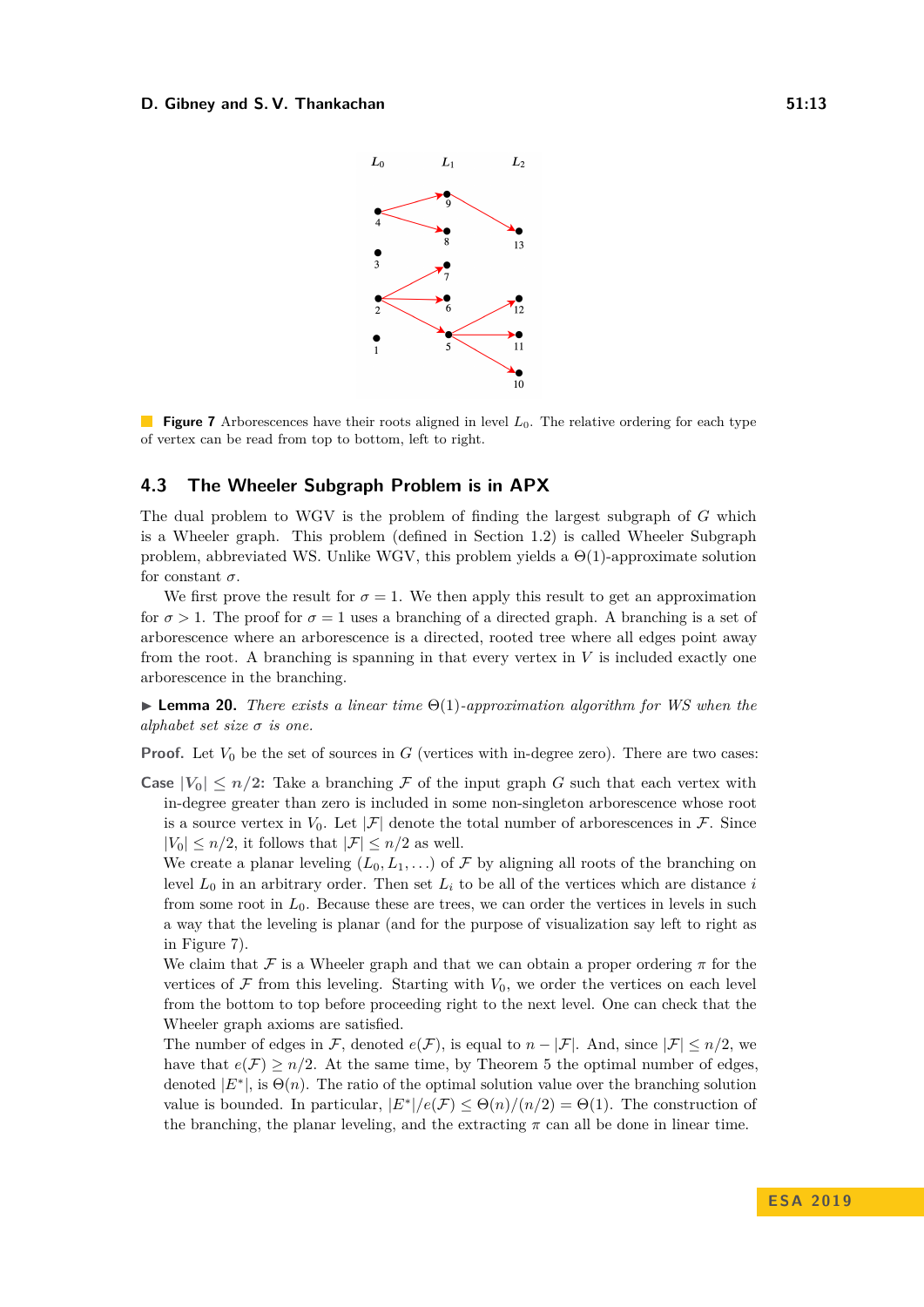**Figure 7** Arborescences have their roots aligned in level $L_0$. The relative ordering for each type of vertex can be read from top to bottom, left to right.

## 4.3 The Wheeler Subgraph Problem is in APX

The dual problem to WGV is the problem of finding the largest subgraph of $G$ which is a Wheeler graph. This problem (defined in Section 1.2) is called Wheeler Subgraph problem, abbreviated WS. Unlike WGV, this problem yields a $\Theta(1)$-approximate solution for constant $\sigma$.

We first prove the result for $\sigma = 1$. We then apply this result to get an approximation for $\sigma > 1$. The proof for $\sigma = 1$ uses a branching of a directed graph. A branching is a set of arborescence where an arborescence is a directed, rooted tree where all edges point away from the root. A branching is spanning in that every vertex in $V$ is included exactly one arborescence in the branching.

▶ **Lemma 20.** *There exists a linear time $\Theta(1)$-approximation algorithm for WS when the alphabet set size $\sigma$ is one.*

**Proof.** Let $V_0$ be the set of sources in $G$ (vertices with in-degree zero). There are two cases:

**Case $|V_0| \leq n/2$:** Take a branching $\mathcal{F}$ of the input graph $G$ such that each vertex with in-degree greater than zero is included in some non-singleton arborescence whose root is a source vertex in $V_0$. Let $|\mathcal{F}|$ denote the total number of arborescences in $\mathcal{F}$. Since $|V_0| \leq n/2$, it follows that $|\mathcal{F}| \leq n/2$ as well.

We create a planar leveling $(L_0, L_1, \ldots)$ of $\mathcal{F}$ by aligning all roots of the branching on level $L_0$ in an arbitrary order. Then set $L_i$ to be all of the vertices which are distance $i$ from some root in $L_0$. Because these are trees, we can order the vertices in levels in such a way that the leveling is planar (and for the purpose of visualization say left to right as in Figure 7).

We claim that $\mathcal{F}$ is a Wheeler graph and that we can obtain a proper ordering $\pi$ for the vertices of $\mathcal{F}$ from this leveling. Starting with $V_0$, we order the vertices on each level from the bottom to top before proceeding right to the next level. One can check that the Wheeler graph axioms are satisfied.

The number of edges in $\mathcal{F}$, denoted $e(\mathcal{F})$, is equal to $n - |\mathcal{F}|$. And, since $|\mathcal{F}| \leq n/2$, we have that $e(\mathcal{F}) \geq n/2$. At the same time, by Theorem 5 the optimal number of edges, denoted $|E^*|$, is $\Theta(n)$. The ratio of the optimal solution value over the branching solution value is bounded. In particular, $|E^*|/e(\mathcal{F}) \leq \Theta(n)/(n/2) = \Theta(1)$. The construction of the branching, the planar leveling, and the extracting $\pi$ can all be done in linear time.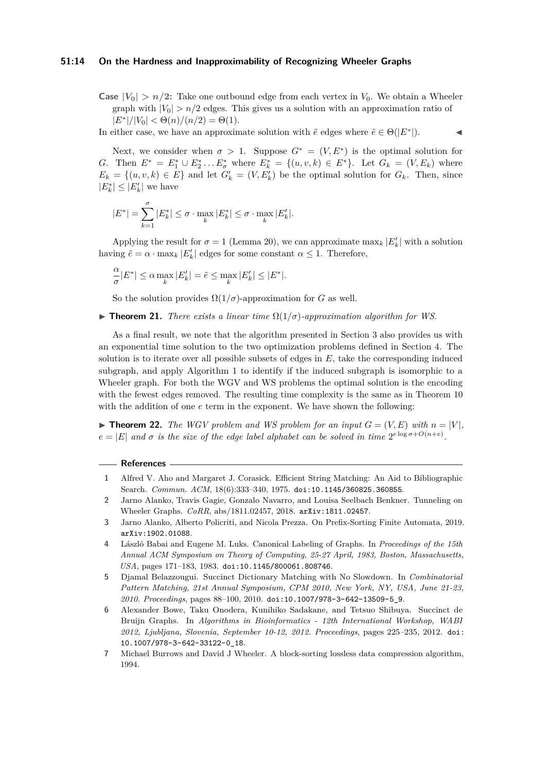**Case $|V_0| > n/2$:** Take one outbound edge from each vertex in $V_0$. We obtain a Wheeler graph with $|V_0| > n/2$ edges. This gives us a solution with an approximation ratio of $|E^*|/|V_0| < \Theta(n)/(n/2) = \Theta(1)$.

In either case, we have an approximate solution with $\tilde{e}$ edges where $\tilde{e} \in \Theta(|E^*|)$. ◀

Next, we consider when $\sigma > 1$. Suppose $G^* = (V, E^*)$ is the optimal solution for $G$. Then $E^* = E_1^* \cup E_2^* \dots E_\sigma^*$ where $E_k^* = \{(u, v, k) \in E^*\}$. Let $G_k = (V, E_k)$ where $E_k = \{(u, v, k) \in E\}$ and let $G'_k = (V, E'_k)$ be the optimal solution for $G_k$. Then, since $|E_k^*| \leq |E'_k|$ we have

$$|E^*| = \sum_{k=1}^{\sigma} |E_k^*| \leq \sigma \cdot \max_k |E_k^*| \leq \sigma \cdot \max_k |E'_k|.$$

Applying the result for $\sigma = 1$ (Lemma 20), we can approximate $\max_k |E'_k|$ with a solution having $\tilde{e} = \alpha \cdot \max_k |E'_k|$ edges for some constant $\alpha \leq 1$. Therefore,

$$\frac{\alpha}{\sigma}|E^*| \leq \alpha \max_k |E'_k| = \tilde{e} \leq \max_k |E'_k| \leq |E^*|.$$

So the solution provides $\Omega(1/\sigma)$-approximation for $G$ as well.

▶ **Theorem 21.** *There exists a linear time $\Omega(1/\sigma)$-approximation algorithm for WS.*

As a final result, we note that the algorithm presented in Section 3 also provides us with an exponential time solution to the two optimization problems defined in Section 4. The solution is to iterate over all possible subsets of edges in $E$, take the corresponding induced subgraph, and apply Algorithm 1 to identify if the induced subgraph is isomorphic to a Wheeler graph. For both the WGV and WS problems the optimal solution is the encoding with the fewest edges removed. The resulting time complexity is the same as in Theorem 10 with the addition of one $e$ term in the exponent. We have shown the following:

▶ **Theorem 22.** *The WGV problem and WS problem for an input $G = (V, E)$ with $n = |V|$, $e = |E|$ and $\sigma$ is the size of the edge label alphabet can be solved in time $2^{e \log \sigma + O(n+e)}$.*

## References

1. Alfred V. Aho and Margaret J. Corasick. Efficient String Matching: An Aid to Bibliographic Search. *Commun. ACM*, 18(6):333–340, 1975. doi:10.1145/360825.360855.
2. Jarno Alanko, Travis Gagie, Gonzalo Navarro, and Louisa Seelbach Benkner. Tunneling on Wheeler Graphs. *CoRR*, abs/1811.02457, 2018. arXiv:1811.02457.
3. Jarno Alanko, Alberto Policriti, and Nicola Prezza. On Prefix-Sorting Finite Automata, 2019. arXiv:1902.01088.
4. László Babai and Eugene M. Luks. Canonical Labeling of Graphs. In *Proceedings of the 15th Annual ACM Symposium on Theory of Computing, 25-27 April, 1983, Boston, Massachusetts, USA*, pages 171–183, 1983. doi:10.1145/800061.808746.
5. Djamal Belazzougui. Succinct Dictionary Matching with No Slowdown. In *Combinatorial Pattern Matching, 21st Annual Symposium, CPM 2010, New York, NY, USA, June 21-23, 2010. Proceedings*, pages 88–100, 2010. doi:10.1007/978-3-642-13509-5_9.
6. Alexander Bowe, Taku Onodera, Kunihiko Sadakane, and Tetsuo Shibuya. Succinct de Bruijn Graphs. In *Algorithms in Bioinformatics - 12th International Workshop, WABI 2012, Ljubljana, Slovenia, September 10-12, 2012. Proceedings*, pages 225–235, 2012. doi:10.1007/978-3-642-33122-0_18.
7. Michael Burrows and David J Wheeler. A block-sorting lossless data compression algorithm, 1994.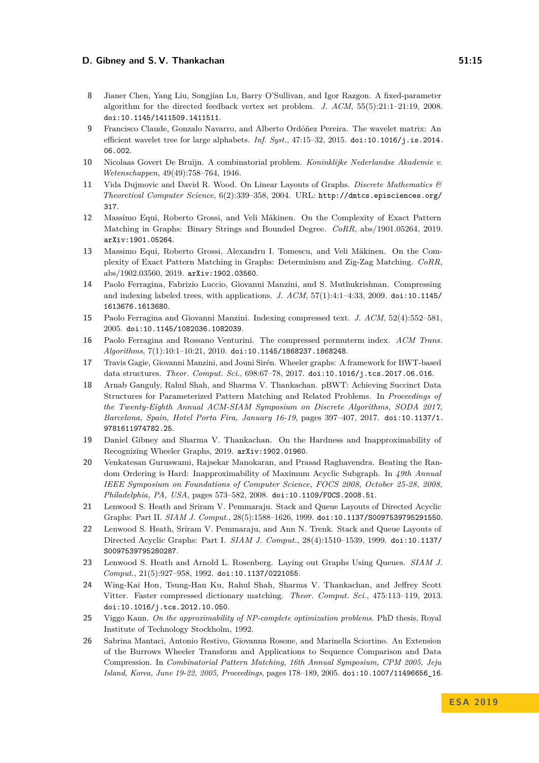8 Jianer Chen, Yang Liu, Songjian Lu, Barry O'Sullivan, and Igor Razgon. A fixed-parameter algorithm for the directed feedback vertex set problem. *J. ACM*, 55(5):21:1–21:19, 2008. doi:10.1145/1411509.1411511.

9 Francisco Claude, Gonzalo Navarro, and Alberto Ordóñez Pereira. The wavelet matrix: An efficient wavelet tree for large alphabets. *Inf. Syst.*, 47:15–32, 2015. doi:10.1016/j.is.2014.06.002.

10 Nicolaas Govert De Bruijn. A combinatorial problem. *Koninklijke Nederlandse Akademie v. Wetenschappen*, 49(49):758–764, 1946.

11 Vida Dujmovic and David R. Wood. On Linear Layouts of Graphs. *Discrete Mathematics & Theoretical Computer Science*, 6(2):339–358, 2004. URL: http://dmtcs.episciences.org/317.

12 Massimo Equi, Roberto Grossi, and Veli Mäkinen. On the Complexity of Exact Pattern Matching in Graphs: Binary Strings and Bounded Degree. *CoRR*, abs/1901.05264, 2019. arXiv:1901.05264.

13 Massimo Equi, Roberto Grossi, Alexandru I. Tomescu, and Veli Mäkinen. On the Complexity of Exact Pattern Matching in Graphs: Determinism and Zig-Zag Matching. *CoRR*, abs/1902.03560, 2019. arXiv:1902.03560.

14 Paolo Ferragina, Fabrizio Luccio, Giovanni Manzini, and S. Muthukrishnan. Compressing and indexing labeled trees, with applications. *J. ACM*, 57(1):4:1–4:33, 2009. doi:10.1145/1613676.1613680.

15 Paolo Ferragina and Giovanni Manzini. Indexing compressed text. *J. ACM*, 52(4):552–581, 2005. doi:10.1145/1082036.1082039.

16 Paolo Ferragina and Rossano Venturini. The compressed permuterm index. *ACM Trans. Algorithms*, 7(1):10:1–10:21, 2010. doi:10.1145/1868237.1868248.

17 Travis Gagie, Giovanni Manzini, and Jouni Sirén. Wheeler graphs: A framework for BWT-based data structures. *Theor. Comput. Sci.*, 698:67–78, 2017. doi:10.1016/j.tcs.2017.06.016.

18 Arnab Ganguly, Rahul Shah, and Sharma V. Thankachan. pBWT: Achieving Succinct Data Structures for Parameterized Pattern Matching and Related Problems. In *Proceedings of the Twenty-Eighth Annual ACM-SIAM Symposium on Discrete Algorithms, SODA 2017, Barcelona, Spain, Hotel Porta Fira, January 16-19*, pages 397–407, 2017. doi:10.1137/1.9781611974782.25.

19 Daniel Gibney and Sharma V. Thankachan. On the Hardness and Inapproximability of Recognizing Wheeler Graphs, 2019. arXiv:1902.01960.

20 Venkatesan Guruswami, Rajsekar Manokaran, and Prasad Raghavendra. Beating the Random Ordering is Hard: Inapproximability of Maximum Acyclic Subgraph. In *49th Annual IEEE Symposium on Foundations of Computer Science, FOCS 2008, October 25-28, 2008, Philadelphia, PA, USA*, pages 573–582, 2008. doi:10.1109/FOCS.2008.51.

21 Lenwood S. Heath and Sriram V. Pemmaraju. Stack and Queue Layouts of Directed Acyclic Graphs: Part II. *SIAM J. Comput.*, 28(5):1588–1626, 1999. doi:10.1137/S0097539795291550.

22 Lenwood S. Heath, Sriram V. Pemmaraju, and Ann N. Trenk. Stack and Queue Layouts of Directed Acyclic Graphs: Part I. *SIAM J. Comput.*, 28(4):1510–1539, 1999. doi:10.1137/S0097539795280287.

23 Lenwood S. Heath and Arnold L. Rosenberg. Laying out Graphs Using Queues. *SIAM J. Comput.*, 21(5):927–958, 1992. doi:10.1137/0221055.

24 Wing-Kai Hon, Tsung-Han Ku, Rahul Shah, Sharma V. Thankachan, and Jeffrey Scott Vitter. Faster compressed dictionary matching. *Theor. Comput. Sci.*, 475:113–119, 2013. doi:10.1016/j.tcs.2012.10.050.

25 Viggo Kann. *On the approximability of NP-complete optimization problems*. PhD thesis, Royal Institute of Technology Stockholm, 1992.

26 Sabrina Mantaci, Antonio Restivo, Giovanna Rosone, and Marinella Sciortino. An Extension of the Burrows Wheeler Transform and Applications to Sequence Comparison and Data Compression. In *Combinatorial Pattern Matching, 16th Annual Symposium, CPM 2005, Jeju Island, Korea, June 19-22, 2005, Proceedings*, pages 178–189, 2005. doi:10.1007/11496656_16.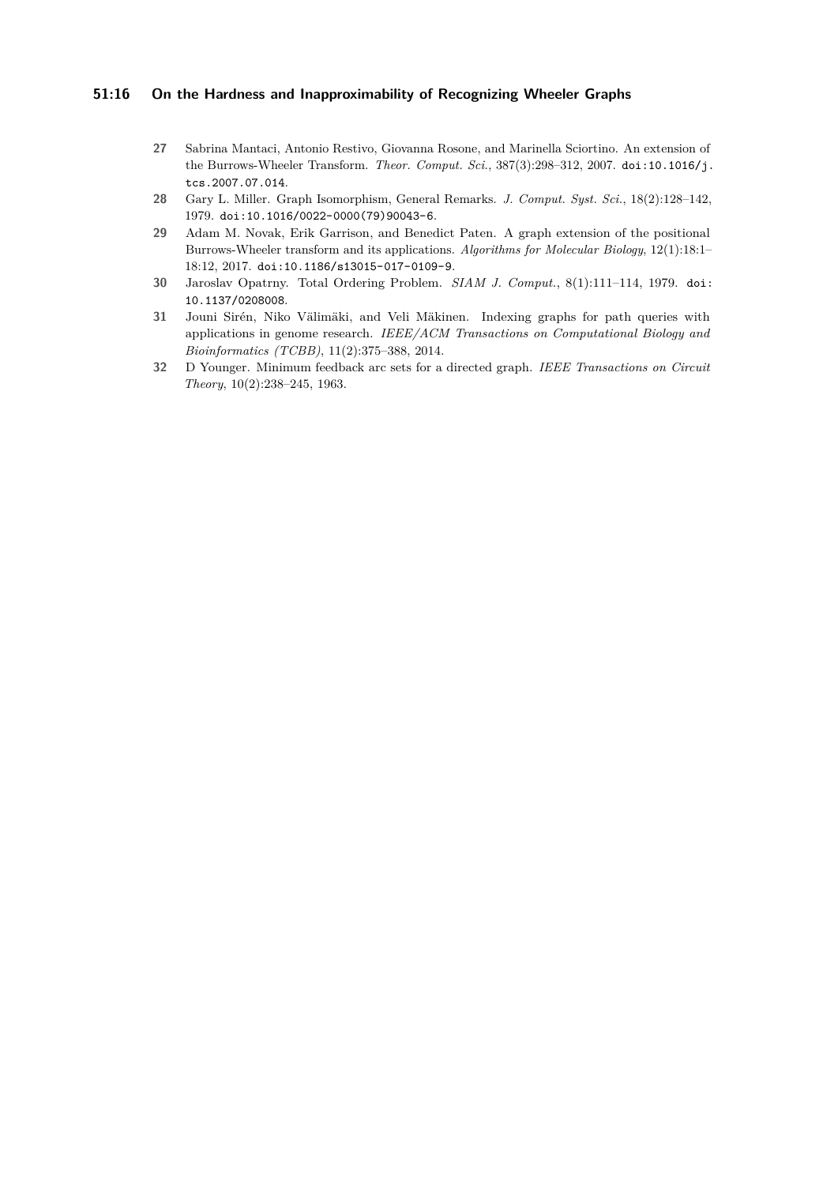27 Sabrina Mantaci, Antonio Restivo, Giovanna Rosone, and Marinella Sciortino. An extension of the Burrows-Wheeler Transform. *Theor. Comput. Sci.*, 387(3):298–312, 2007. doi:10.1016/j.tcs.2007.07.014.

28 Gary L. Miller. Graph Isomorphism, General Remarks. *J. Comput. Syst. Sci.*, 18(2):128–142, 1979. doi:10.1016/0022-0000(79)90043-6.

29 Adam M. Novak, Erik Garrison, and Benedict Paten. A graph extension of the positional Burrows-Wheeler transform and its applications. *Algorithms for Molecular Biology*, 12(1):18:1–18:12, 2017. doi:10.1186/s13015-017-0109-9.

30 Jaroslav Opatrny. Total Ordering Problem. *SIAM J. Comput.*, 8(1):111–114, 1979. doi:10.1137/0208008.

31 Jouni Sirén, Niko Välimäki, and Veli Mäkinen. Indexing graphs for path queries with applications in genome research. *IEEE/ACM Transactions on Computational Biology and Bioinformatics (TCBB)*, 11(2):375–388, 2014.

32 D Younger. Minimum feedback arc sets for a directed graph. *IEEE Transactions on Circuit Theory*, 10(2):238–245, 1963.